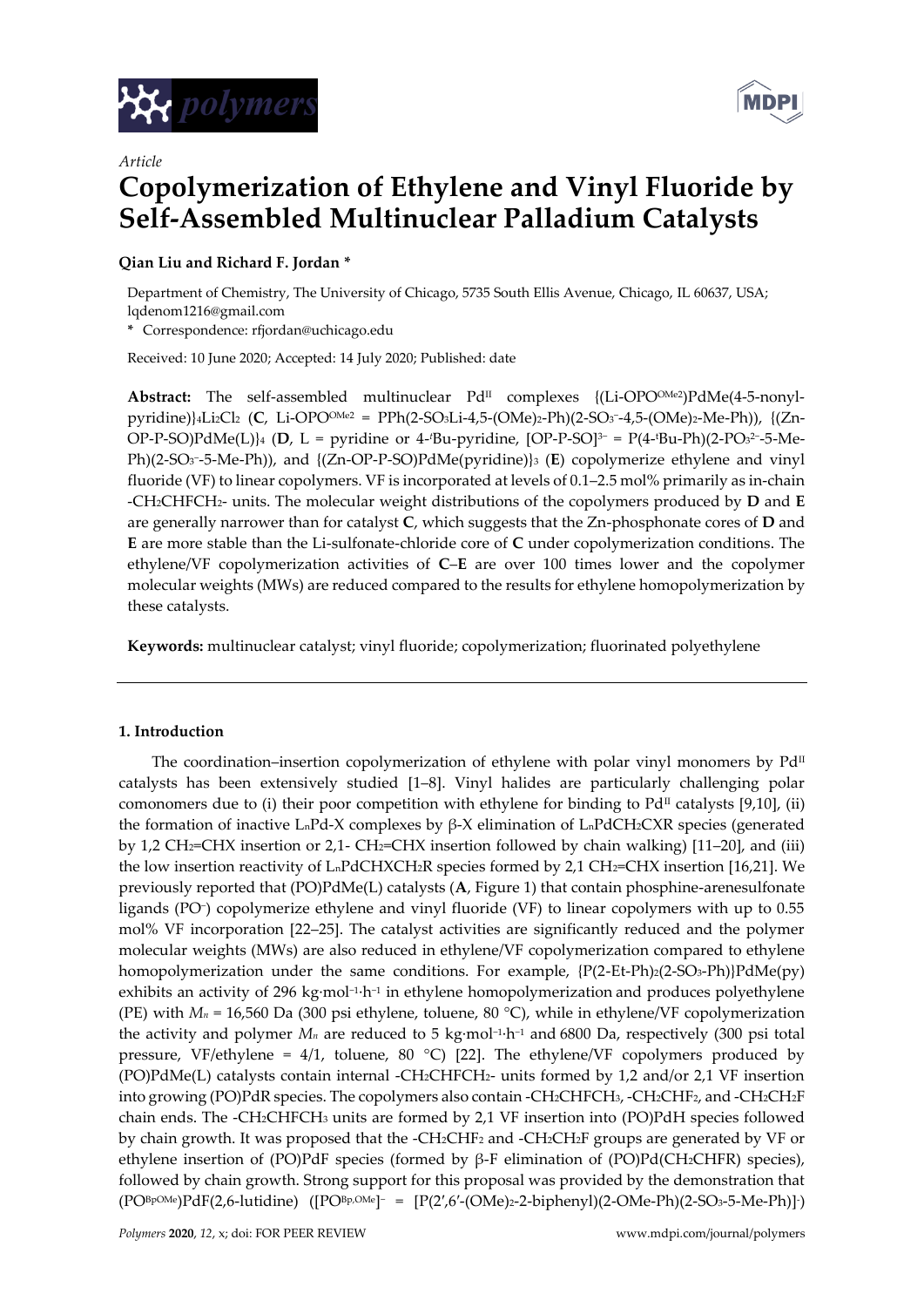*Article*

# Copolymerization of Ethylene and Vinyl Fluoride by Self-Assembled Multinuclear Palladium Catalysts

**Qian Liu and Richard F. Jordan \***

Department of Chemistry, The University of Chicago, 5735 South Ellis Avenue, Chicago, IL 60637, USA; lqdenom1216@gmail.com

\* Correspondence: rfjordan@uchicago.edu

Received: 10 June 2020; Accepted: 14 July 2020; Published: date

**Abstract:** The self-assembled multinuclear $Pd^{II}$ complexes {(Li-OPO$^{OMe2}$)PdMe(4-5-nonyl-pyridine)}$_4$Li$_2$Cl$_2$ (**C**, Li-OPO$^{OMe2}$ = PPh(2-SO$_3$Li-4,5-(OMe)$_2$-Ph)(2-SO$_3^-$-4,5-(OMe)$_2$-Me-Ph)), {(Zn-OP-P-SO)PdMe(L)}$_4$ (**D**, L = pyridine or 4-$^t$Bu-pyridine, [OP-P-SO]$^{3-}$ = P(4-$^t$Bu-Ph)(2-PO$_3^{2-}$-5-Me-Ph)(2-SO$_3^-$-5-Me-Ph)), and {(Zn-OP-P-SO)PdMe(pyridine)}$_3$ (**E**) copolymerize ethylene and vinyl fluoride (VF) to linear copolymers. VF is incorporated at levels of 0.1–2.5 mol% primarily as in-chain -CH$_2$CHFCH$_2$- units. The molecular weight distributions of the copolymers produced by **D** and **E** are generally narrower than for catalyst **C**, which suggests that the Zn-phosphonate cores of **D** and **E** are more stable than the Li-sulfonate-chloride core of **C** under copolymerization conditions. The ethylene/VF copolymerization activities of **C**–**E** are over 100 times lower and the copolymer molecular weights (MWs) are reduced compared to the results for ethylene homopolymerization by these catalysts.

**Keywords:** multinuclear catalyst; vinyl fluoride; copolymerization; fluorinated polyethylene

## 1. Introduction

The coordination–insertion copolymerization of ethylene with polar vinyl monomers by $Pd^{II}$ catalysts has been extensively studied [1–8]. Vinyl halides are particularly challenging polar comonomers due to (i) their poor competition with ethylene for binding to $Pd^{II}$ catalysts [9,10], (ii) the formation of inactive L$_n$Pd-X complexes by β-X elimination of L$_n$PdCH$_2$CXR species (generated by 1,2 CH$_2$=CHX insertion or 2,1- CH$_2$=CHX insertion followed by chain walking) [11–20], and (iii) the low insertion reactivity of L$_n$PdCHXCH$_2$R species formed by 2,1 CH$_2$=CHX insertion [16,21]. We previously reported that (PO)PdMe(L) catalysts (**A**, Figure 1) that contain phosphine-arenesulfonate ligands (PO$^-$) copolymerize ethylene and vinyl fluoride (VF) to linear copolymers with up to 0.55 mol% VF incorporation [22–25]. The catalyst activities are significantly reduced and the polymer molecular weights (MWs) are also reduced in ethylene/VF copolymerization compared to ethylene homopolymerization under the same conditions. For example, {P(2-Et-Ph)$_2$(2-SO$_3$-Ph)}PdMe(py) exhibits an activity of 296 kg·mol$^{-1}$·h$^{-1}$ in ethylene homopolymerization and produces polyethylene (PE) with $M_n$ = 16,560 Da (300 psi ethylene, toluene, 80 °C), while in ethylene/VF copolymerization the activity and polymer $M_n$ are reduced to 5 kg·mol$^{-1}$·h$^{-1}$ and 6800 Da, respectively (300 psi total pressure, VF/ethylene = 4/1, toluene, 80 °C) [22]. The ethylene/VF copolymers produced by (PO)PdMe(L) catalysts contain internal -CH$_2$CHFCH$_2$- units formed by 1,2 and/or 2,1 VF insertion into growing (PO)PdR species. The copolymers also contain -CH$_2$CHFCH$_3$, -CH$_2$CHF$_2$, and -CH$_2$CH$_2$F chain ends. The -CH$_2$CHFCH$_3$ units are formed by 2,1 VF insertion into (PO)PdH species followed by chain growth. It was proposed that the -CH$_2$CHF$_2$ and -CH$_2$CH$_2$F groups are generated by VF or ethylene insertion of (PO)PdF species (formed by β-F elimination of (PO)Pd(CH$_2$CHFR) species), followed by chain growth. Strong support for this proposal was provided by the demonstration that (PO$^{BpOMe}$)PdF(2,6-lutidine) ([PO$^{Bp,OMe}$]$^-$ = [P(2′,6′-(OMe)$_2$-2-biphenyl)(2-OMe-Ph)(2-SO$_3$-5-Me-Ph)]$^-$)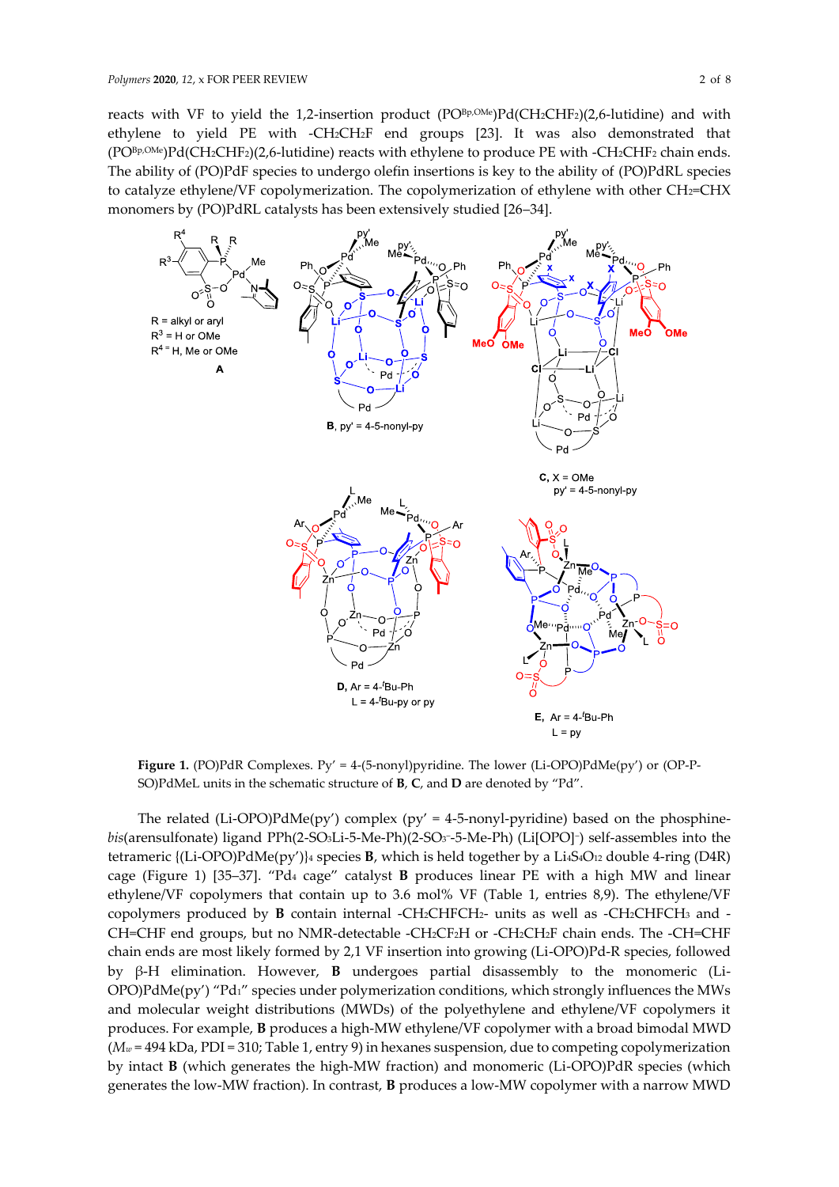reacts with VF to yield the 1,2-insertion product ($PO^{Bp,OMe}$)Pd($CH_2CHF_2$)(2,6-lutidine) and with ethylene to yield PE with $-CH_2CH_2F$ end groups [23]. It was also demonstrated that ($PO^{Bp,OMe}$)Pd($CH_2CHF_2$)(2,6-lutidine) reacts with ethylene to produce PE with $-CH_2CHF_2$ chain ends. The ability of (PO)PdF species to undergo olefin insertions is key to the ability of (PO)PdRL species to catalyze ethylene/VF copolymerization. The copolymerization of ethylene with other $CH_2$=CHX monomers by (PO)PdRL catalysts has been extensively studied [26–34].

**Figure 1.** (PO)PdR Complexes. Py' = 4-(5-nonyl)pyridine. The lower (Li-OPO)PdMe(py') or (OP-P-SO)PdMeL units in the schematic structure of **B**, **C**, and **D** are denoted by "Pd".

The related (Li-OPO)PdMe(py') complex (py' = 4-5-nonyl-pyridine) based on the phosphine-*bis*(arensulfonate) ligand PPh(2-$SO_3$Li-5-Me-Ph)(2-$SO_3^-$-5-Me-Ph) (Li[OPO]$^-$) self-assembles into the tetrameric {(Li-OPO)PdMe(py')}$_4$ species **B**, which is held together by a $Li_4S_4O_{12}$ double 4-ring (D4R) cage (Figure 1) [35–37]. "$Pd_4$ cage" catalyst **B** produces linear PE with a high MW and linear ethylene/VF copolymers that contain up to 3.6 mol% VF (Table 1, entries 8,9). The ethylene/VF copolymers produced by **B** contain internal $-CH_2CHFCH_2-$ units as well as $-CH_2CHFCH_3$ and $-CH$=CHF end groups, but no NMR-detectable $-CH_2CF_2H$ or $-CH_2CH_2F$ chain ends. The $-CH$=CHF chain ends are most likely formed by 2,1 VF insertion into growing (Li-OPO)Pd-R species, followed by β-H elimination. However, **B** undergoes partial disassembly to the monomeric (Li-OPO)PdMe(py') "$Pd_1$" species under polymerization conditions, which strongly influences the MWs and molecular weight distributions (MWDs) of the polyethylene and ethylene/VF copolymers it produces. For example, **B** produces a high-MW ethylene/VF copolymer with a broad bimodal MWD ($M_w$ = 494 kDa, PDI = 310; Table 1, entry 9) in hexanes suspension, due to competing copolymerization by intact **B** (which generates the high-MW fraction) and monomeric (Li-OPO)PdR species (which generates the low-MW fraction). In contrast, **B** produces a low-MW copolymer with a narrow MWD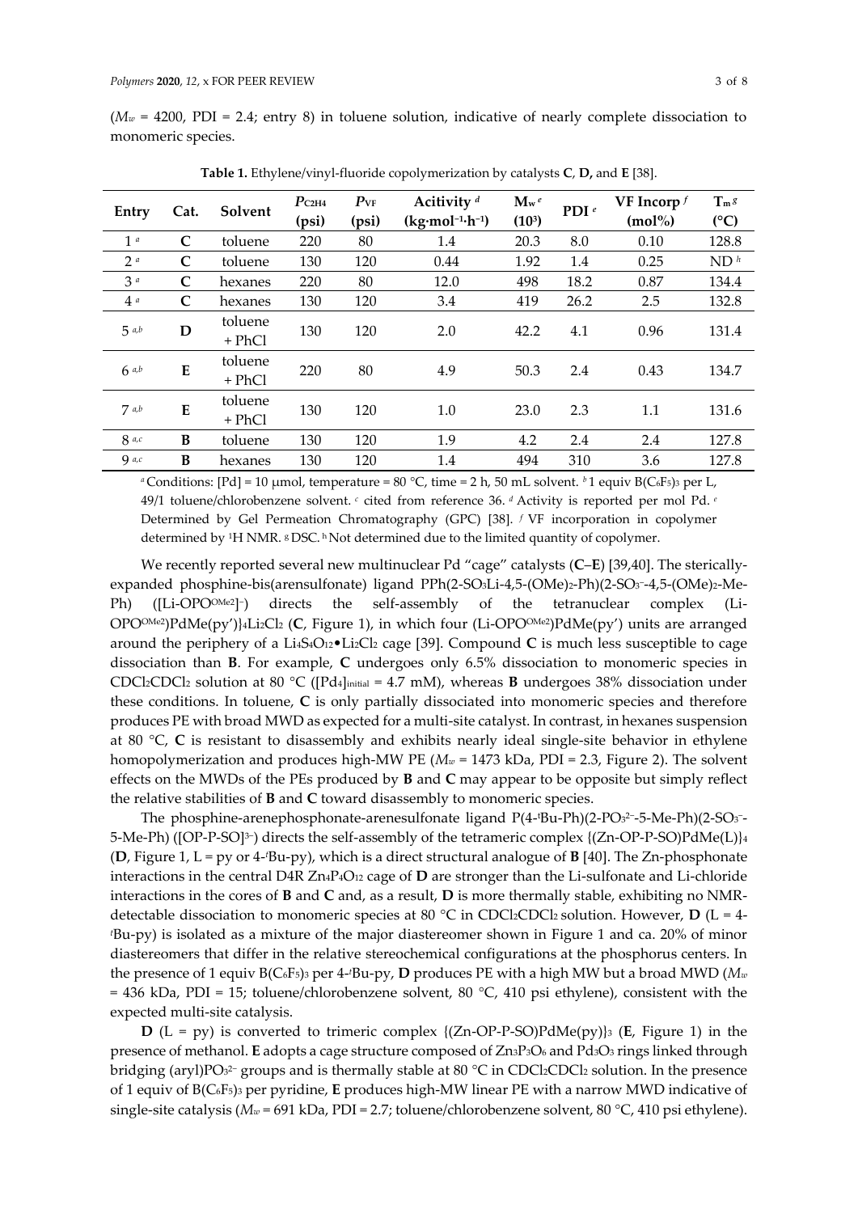($M_w$ = 4200, PDI = 2.4; entry 8) in toluene solution, indicative of nearly complete dissociation to monomeric species.

**Table 1.** Ethylene/vinyl-fluoride copolymerization by catalysts **C**, **D,** and **E** [38].

| Entry | Cat. | Solvent | $P_{C2H4}$ (psi) | $P_{VF}$ (psi) | Acitivity [d] (kg·mol$^{-1}$·h$^{-1}$) | $M_w$ [e] ($10^3$) | PDI [e] | VF Incorp [f] (mol%) | $T_m$ [g] (°C) |
|---|---|---|---|---|---|---|---|---|---|
| 1 [a] | **C** | toluene | 220 | 80 | 1.4 | 20.3 | 8.0 | 0.10 | 128.8 |
| 2 [a] | **C** | toluene | 130 | 120 | 0.44 | 1.92 | 1.4 | 0.25 | ND [h] |
| 3 [a] | **C** | hexanes | 220 | 80 | 12.0 | 498 | 18.2 | 0.87 | 134.4 |
| 4 [a] | **C** | hexanes | 130 | 120 | 3.4 | 419 | 26.2 | 2.5 | 132.8 |
| 5 [a,b] | **D** | toluene + PhCl | 130 | 120 | 2.0 | 42.2 | 4.1 | 0.96 | 131.4 |
| 6 [a,b] | **E** | toluene + PhCl | 220 | 80 | 4.9 | 50.3 | 2.4 | 0.43 | 134.7 |
| 7 [a,b] | **E** | toluene + PhCl | 130 | 120 | 1.0 | 23.0 | 2.3 | 1.1 | 131.6 |
| 8 [a,c] | **B** | toluene | 130 | 120 | 1.9 | 4.2 | 2.4 | 2.4 | 127.8 |
| 9 [a,c] | **B** | hexanes | 130 | 120 | 1.4 | 494 | 310 | 3.6 | 127.8 |

[a] Conditions: [Pd] = 10 μmol, temperature = 80 °C, time = 2 h, 50 mL solvent. [b] 1 equiv $B(C_6F_5)_3$ per L, 49/1 toluene/chlorobenzene solvent. [c] cited from reference 36. [d] Activity is reported per mol Pd. [e] Determined by Gel Permeation Chromatography (GPC) [38]. [f] VF incorporation in copolymer determined by $^1$H NMR. [g] DSC. [h] Not determined due to the limited quantity of copolymer.

We recently reported several new multinuclear Pd "cage" catalysts (**C**–**E**) [39,40]. The sterically-expanded phosphine-bis(arensulfonate) ligand PPh(2-$SO_3$Li-4,5-$(OMe)_2$-Ph)(2-$SO_3^-$-4,5-$(OMe)_2$-Me-Ph) ([Li-OPO$^{OMe2}$]$^-$) directs the self-assembly of the tetranuclear complex (Li-OPO$^{OMe2}$)PdMe(py')}$_4$$Li_2Cl_2$ (**C**, Figure 1), in which four (Li-OPO$^{OMe2}$)PdMe(py') units are arranged around the periphery of a $Li_4S_4O_{12}$•$Li_2Cl_2$ cage [39]. Compound **C** is much less susceptible to cage dissociation than **B**. For example, **C** undergoes only 6.5% dissociation to monomeric species in $CDCl_2CDCl_2$ solution at 80 °C ($[Pd_4]_{initial}$ = 4.7 mM), whereas **B** undergoes 38% dissociation under these conditions. In toluene, **C** is only partially dissociated into monomeric species and therefore produces PE with broad MWD as expected for a multi-site catalyst. In contrast, in hexanes suspension at 80 °C, **C** is resistant to disassembly and exhibits nearly ideal single-site behavior in ethylene homopolymerization and produces high-MW PE ($M_w$ = 1473 kDa, PDI = 2.3, Figure 2). The solvent effects on the MWDs of the PEs produced by **B** and **C** may appear to be opposite but simply reflect the relative stabilities of **B** and **C** toward disassembly to monomeric species.

The phosphine-arenephosphonate-arenesulfonate ligand P(4-$^t$Bu-Ph)(2-$PO_3^{2-}$-5-Me-Ph)(2-$SO_3^-$-5-Me-Ph) ([OP-P-SO]$^{3-}$) directs the self-assembly of the tetrameric complex {(Zn-OP-P-SO)PdMe(L)}$_4$ (**D**, Figure 1, L = py or 4-$^t$Bu-py), which is a direct structural analogue of **B** [40]. The Zn-phosphonate interactions in the central D4R $Zn_4P_4O_{12}$ cage of **D** are stronger than the Li-sulfonate and Li-chloride interactions in the cores of **B** and **C** and, as a result, **D** is more thermally stable, exhibiting no NMR-detectable dissociation to monomeric species at 80 °C in $CDCl_2CDCl_2$ solution. However, **D** (L = 4-$^t$Bu-py) is isolated as a mixture of the major diastereomer shown in Figure 1 and ca. 20% of minor diastereomers that differ in the relative stereochemical configurations at the phosphorus centers. In the presence of 1 equiv $B(C_6F_5)_3$ per 4-$^t$Bu-py, **D** produces PE with a high MW but a broad MWD ($M_w$ = 436 kDa, PDI = 15; toluene/chlorobenzene solvent, 80 °C, 410 psi ethylene), consistent with the expected multi-site catalysis.

**D** (L = py) is converted to trimeric complex {(Zn-OP-P-SO)PdMe(py)}$_3$ (**E**, Figure 1) in the presence of methanol. **E** adopts a cage structure composed of $Zn_3P_3O_6$ and $Pd_3O_3$ rings linked through bridging (aryl)$PO_3^{2-}$ groups and is thermally stable at 80 °C in $CDCl_2CDCl_2$ solution. In the presence of 1 equiv of $B(C_6F_5)_3$ per pyridine, **E** produces high-MW linear PE with a narrow MWD indicative of single-site catalysis ($M_w$ = 691 kDa, PDI = 2.7; toluene/chlorobenzene solvent, 80 °C, 410 psi ethylene).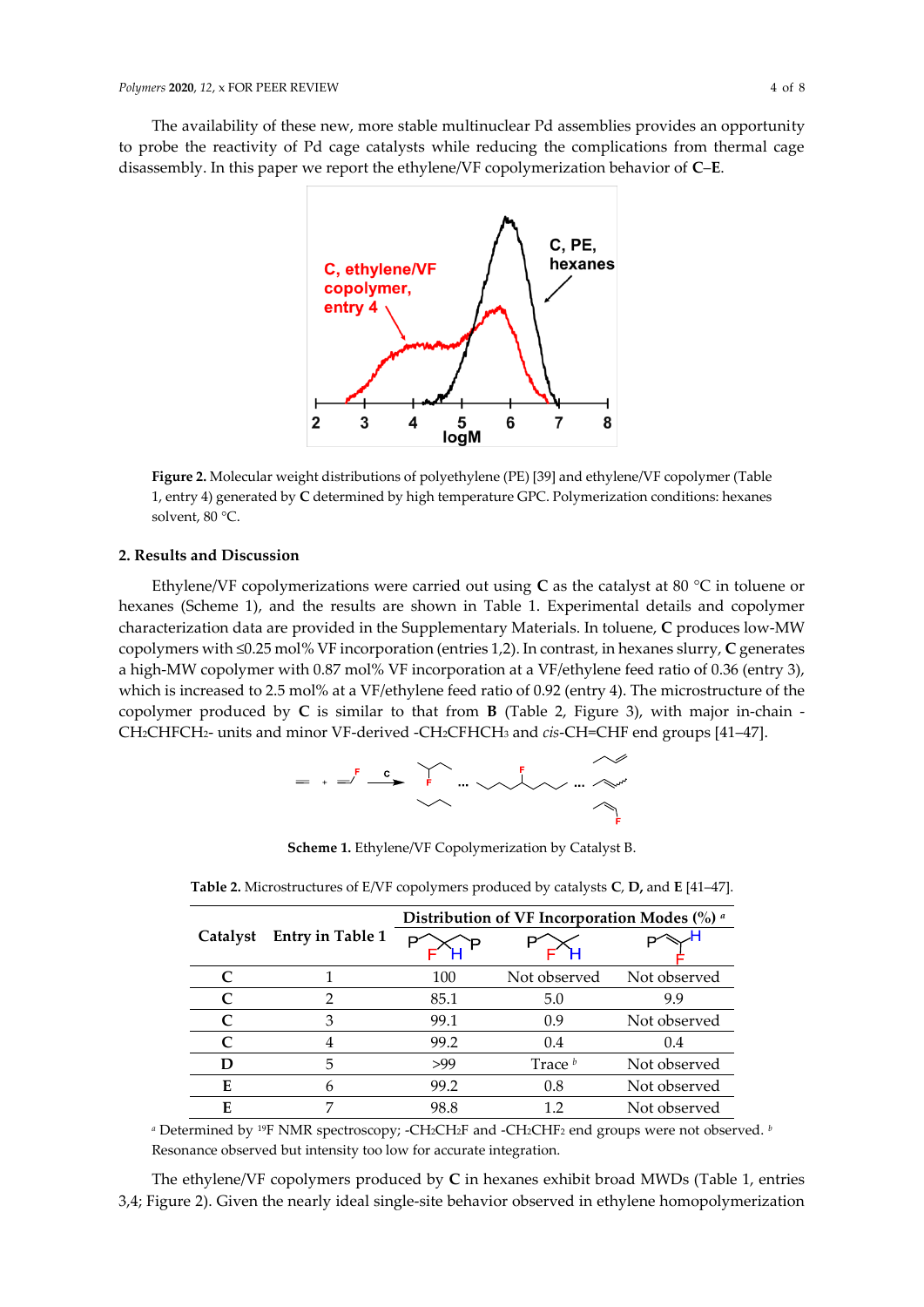The availability of these new, more stable multinuclear Pd assemblies provides an opportunity to probe the reactivity of Pd cage catalysts while reducing the complications from thermal cage disassembly. In this paper we report the ethylene/VF copolymerization behavior of **C**–**E**.

**Figure 2.** Molecular weight distributions of polyethylene (PE) [39] and ethylene/VF copolymer (Table 1, entry 4) generated by **C** determined by high temperature GPC. Polymerization conditions: hexanes solvent, 80 °C.

## 2. Results and Discussion

Ethylene/VF copolymerizations were carried out using **C** as the catalyst at 80 °C in toluene or hexanes (Scheme 1), and the results are shown in Table 1. Experimental details and copolymer characterization data are provided in the Supplementary Materials. In toluene, **C** produces low-MW copolymers with ≤0.25 mol% VF incorporation (entries 1,2). In contrast, in hexanes slurry, **C** generates a high-MW copolymer with 0.87 mol% VF incorporation at a VF/ethylene feed ratio of 0.36 (entry 3), which is increased to 2.5 mol% at a VF/ethylene feed ratio of 0.92 (entry 4). The microstructure of the copolymer produced by **C** is similar to that from **B** (Table 2, Figure 3), with major in-chain -$CH_2CHFCH_2$- units and minor VF-derived -$CH_2CFHCH_3$ and *cis*-CH=CHF end groups [41–47].

**Scheme 1.** Ethylene/VF Copolymerization by Catalyst B.

**Table 2.** Microstructures of E/VF copolymers produced by catalysts **C**, **D**, and **E** [41–47].

| Catalyst | Entry in Table 1 | Distribution of VF Incorporation Modes (%) [a] | | |
|---|---|---|---|---|
| | | P-CH$_2$CHFCH$_2$-P | P-CH$_2$CHFCH$_3$ | P-CH=CHF |
| **C** | 1 | 100 | Not observed | Not observed |
| **C** | 2 | 85.1 | 5.0 | 9.9 |
| **C** | 3 | 99.1 | 0.9 | Not observed |
| **C** | 4 | 99.2 | 0.4 | 0.4 |
| **D** | 5 | >99 | Trace [b] | Not observed |
| **E** | 6 | 99.2 | 0.8 | Not observed |
| **E** | 7 | 98.8 | 1.2 | Not observed |

[a] Determined by $^{19}F$ NMR spectroscopy; -$CH_2CH_2F$ and -$CH_2CHF_2$ end groups were not observed. [b] Resonance observed but intensity too low for accurate integration.

The ethylene/VF copolymers produced by **C** in hexanes exhibit broad MWDs (Table 1, entries 3,4; Figure 2). Given the nearly ideal single-site behavior observed in ethylene homopolymerization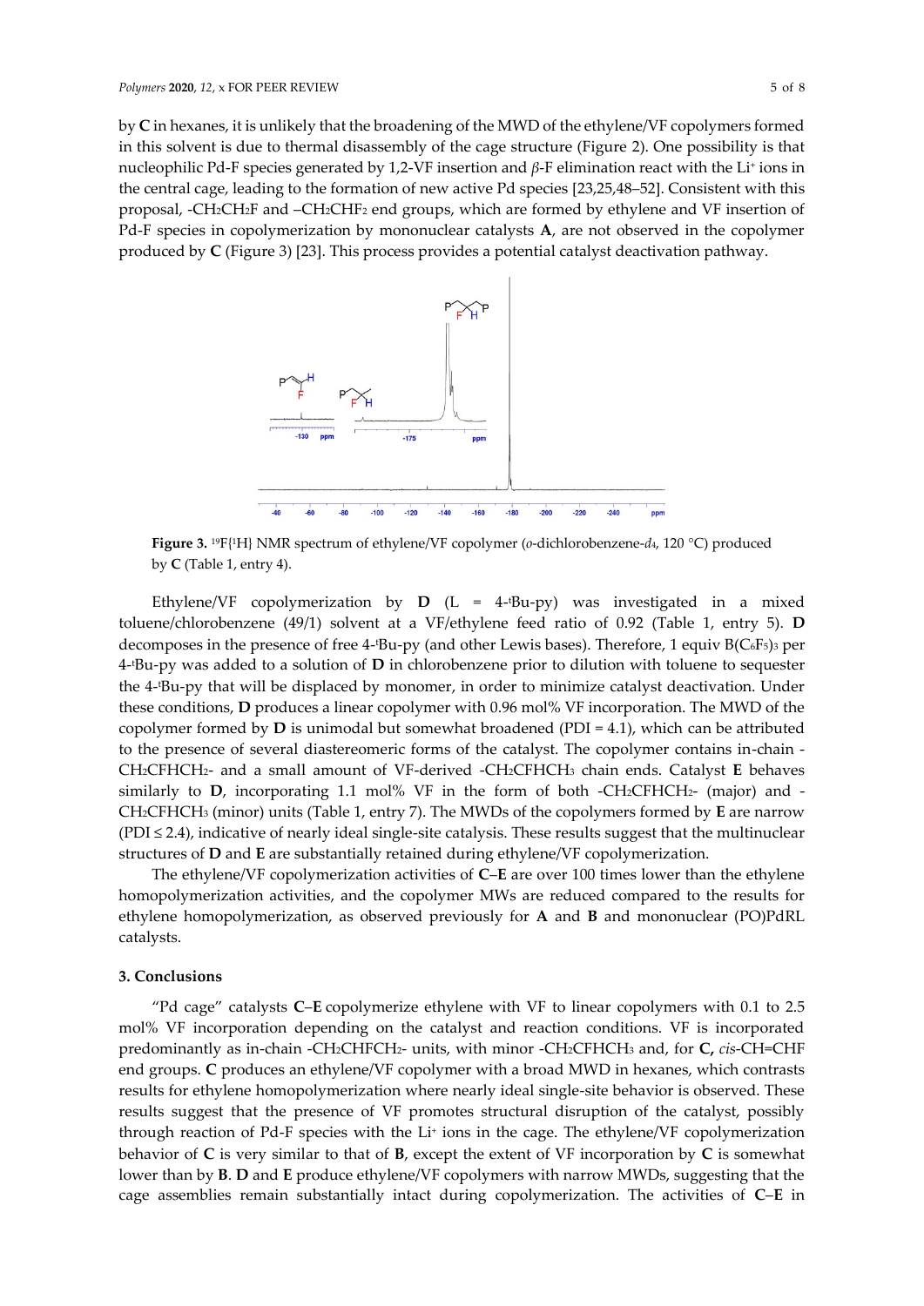by **C** in hexanes, it is unlikely that the broadening of the MWD of the ethylene/VF copolymers formed in this solvent is due to thermal disassembly of the cage structure (Figure 2). One possibility is that nucleophilic Pd-F species generated by 1,2-VF insertion and $\beta$-F elimination react with the $Li^+$ ions in the central cage, leading to the formation of new active Pd species [23,25,48–52]. Consistent with this proposal, $-CH_2CH_2F$ and $-CH_2CHF_2$ end groups, which are formed by ethylene and VF insertion of Pd-F species in copolymerization by mononuclear catalysts **A**, are not observed in the copolymer produced by **C** (Figure 3) [23]. This process provides a potential catalyst deactivation pathway.

**Figure 3.** $^{19}F\{^1H\}$ NMR spectrum of ethylene/VF copolymer (*o*-dichlorobenzene-$d_4$, 120 °C) produced by **C** (Table 1, entry 4).

Ethylene/VF copolymerization by **D** (L = 4-$^t$Bu-py) was investigated in a mixed toluene/chlorobenzene (49/1) solvent at a VF/ethylene feed ratio of 0.92 (Table 1, entry 5). **D** decomposes in the presence of free 4-$^t$Bu-py (and other Lewis bases). Therefore, 1 equiv $B(C_6F_5)_3$ per 4-$^t$Bu-py was added to a solution of **D** in chlorobenzene prior to dilution with toluene to sequester the 4-$^t$Bu-py that will be displaced by monomer, in order to minimize catalyst deactivation. Under these conditions, **D** produces a linear copolymer with 0.96 mol% VF incorporation. The MWD of the copolymer formed by **D** is unimodal but somewhat broadened (PDI = 4.1), which can be attributed to the presence of several diastereomeric forms of the catalyst. The copolymer contains in-chain $-CH_2CFHCH_2-$ and a small amount of VF-derived $-CH_2CFHCH_3$ chain ends. Catalyst **E** behaves similarly to **D**, incorporating 1.1 mol% VF in the form of both $-CH_2CFHCH_2-$ (major) and $-CH_2CFHCH_3$ (minor) units (Table 1, entry 7). The MWDs of the copolymers formed by **E** are narrow (PDI ≤ 2.4), indicative of nearly ideal single-site catalysis. These results suggest that the multinuclear structures of **D** and **E** are substantially retained during ethylene/VF copolymerization.

The ethylene/VF copolymerization activities of **C**–**E** are over 100 times lower than the ethylene homopolymerization activities, and the copolymer MWs are reduced compared to the results for ethylene homopolymerization, as observed previously for **A** and **B** and mononuclear (PO)PdRL catalysts.

## 3. Conclusions

"Pd cage" catalysts **C**–**E** copolymerize ethylene with VF to linear copolymers with 0.1 to 2.5 mol% VF incorporation depending on the catalyst and reaction conditions. VF is incorporated predominantly as in-chain $-CH_2CFHCH_2-$ units, with minor $-CH_2CFHCH_3$ and, for **C,** *cis*-CH=CHF end groups. **C** produces an ethylene/VF copolymer with a broad MWD in hexanes, which contrasts results for ethylene homopolymerization where nearly ideal single-site behavior is observed. These results suggest that the presence of VF promotes structural disruption of the catalyst, possibly through reaction of Pd-F species with the $Li^+$ ions in the cage. The ethylene/VF copolymerization behavior of **C** is very similar to that of **B**, except the extent of VF incorporation by **C** is somewhat lower than by **B**. **D** and **E** produce ethylene/VF copolymers with narrow MWDs, suggesting that the cage assemblies remain substantially intact during copolymerization. The activities of **C**–**E** in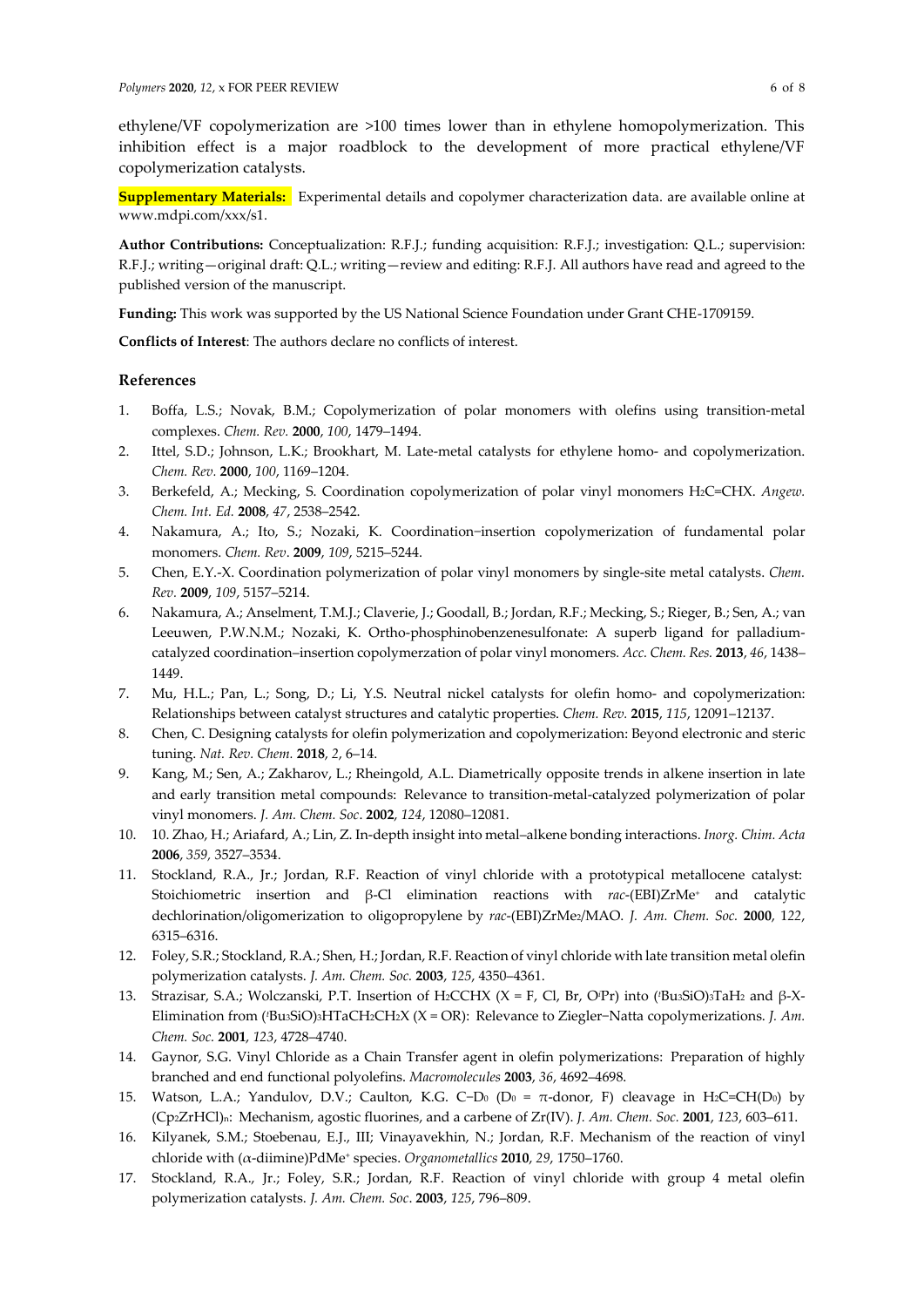ethylene/VF copolymerization are >100 times lower than in ethylene homopolymerization. This inhibition effect is a major roadblock to the development of more practical ethylene/VF copolymerization catalysts.

**Supplementary Materials:** Experimental details and copolymer characterization data. are available online at www.mdpi.com/xxx/s1.

**Author Contributions:** Conceptualization: R.F.J.; funding acquisition: R.F.J.; investigation: Q.L.; supervision: R.F.J.; writing—original draft: Q.L.; writing—review and editing: R.F.J. All authors have read and agreed to the published version of the manuscript.

**Funding:** This work was supported by the US National Science Foundation under Grant CHE-1709159.

**Conflicts of Interest**: The authors declare no conflicts of interest.

## References

1. Boffa, L.S.; Novak, B.M.; Copolymerization of polar monomers with olefins using transition-metal complexes. *Chem. Rev.* **2000**, *100*, 1479–1494.
2. Ittel, S.D.; Johnson, L.K.; Brookhart, M. Late-metal catalysts for ethylene homo- and copolymerization. *Chem. Rev.* **2000**, *100*, 1169–1204.
3. Berkefeld, A.; Mecking, S. Coordination copolymerization of polar vinyl monomers $H_2C$=CHX. *Angew. Chem. Int. Ed.* **2008**, *47*, 2538–2542.
4. Nakamura, A.; Ito, S.; Nozaki, K. Coordination−insertion copolymerization of fundamental polar monomers. *Chem. Rev*. **2009**, *109*, 5215–5244.
5. Chen, E.Y.-X. Coordination polymerization of polar vinyl monomers by single-site metal catalysts. *Chem. Rev.* **2009**, *109*, 5157–5214.
6. Nakamura, A.; Anselment, T.M.J.; Claverie, J.; Goodall, B.; Jordan, R.F.; Mecking, S.; Rieger, B.; Sen, A.; van Leeuwen, P.W.N.M.; Nozaki, K. Ortho-phosphinobenzenesulfonate: A superb ligand for palladium-catalyzed coordination–insertion copolymerzation of polar vinyl monomers. *Acc. Chem. Res.* **2013**, *46*, 1438–1449.
7. Mu, H.L.; Pan, L.; Song, D.; Li, Y.S. Neutral nickel catalysts for olefin homo- and copolymerization: Relationships between catalyst structures and catalytic properties. *Chem. Rev.* **2015**, *115*, 12091–12137.
8. Chen, C. Designing catalysts for olefin polymerization and copolymerization: Beyond electronic and steric tuning. *Nat. Rev. Chem.* **2018**, *2*, 6–14.
9. Kang, M.; Sen, A.; Zakharov, L.; Rheingold, A.L. Diametrically opposite trends in alkene insertion in late and early transition metal compounds: Relevance to transition-metal-catalyzed polymerization of polar vinyl monomers. *J. Am. Chem. Soc*. **2002**, *124*, 12080–12081.
10. 10. Zhao, H.; Ariafard, A.; Lin, Z. In-depth insight into metal–alkene bonding interactions. *Inorg. Chim. Acta* **2006**, *359*, 3527–3534.
11. Stockland, R.A., Jr.; Jordan, R.F. Reaction of vinyl chloride with a prototypical metallocene catalyst: Stoichiometric insertion and β-Cl elimination reactions with *rac*-(EBI)ZrMe$^+$ and catalytic dechlorination/oligomerization to oligopropylene by *rac*-(EBI)ZrMe$_2$/MAO. *J. Am. Chem. Soc.* **2000**, *122*, 6315–6316.
12. Foley, S.R.; Stockland, R.A.; Shen, H.; Jordan, R.F. Reaction of vinyl chloride with late transition metal olefin polymerization catalysts. *J. Am. Chem. Soc.* **2003**, *125*, 4350–4361.
13. Strazisar, S.A.; Wolczanski, P.T. Insertion of $H_2$CCHX (X = F, Cl, Br, O$^i$Pr) into ($^t$Bu$_3$SiO)$_3$TaH$_2$ and β-X-Elimination from ($^t$Bu$_3$SiO)$_3$HTaCH$_2$CH$_2$X (X = OR): Relevance to Ziegler−Natta copolymerizations. *J. Am. Chem. Soc.* **2001**, *123*, 4728–4740.
14. Gaynor, S.G. Vinyl Chloride as a Chain Transfer agent in olefin polymerizations: Preparation of highly branched and end functional polyolefins. *Macromolecules* **2003**, *36*, 4692–4698.
15. Watson, L.A.; Yandulov, D.V.; Caulton, K.G. C−$D_0$ ($D_0$ = π-donor, F) cleavage in $H_2$C=CH($D_0$) by (Cp$_2$ZrHCl)$_n$: Mechanism, agostic fluorines, and a carbene of Zr(IV). *J. Am. Chem. Soc.* **2001**, *123*, 603–611.
16. Kilyanek, S.M.; Stoebenau, E.J., III; Vinayavekhin, N.; Jordan, R.F. Mechanism of the reaction of vinyl chloride with (α-diimine)PdMe$^+$ species. *Organometallics* **2010**, *29*, 1750–1760.
17. Stockland, R.A., Jr.; Foley, S.R.; Jordan, R.F. Reaction of vinyl chloride with group 4 metal olefin polymerization catalysts. *J. Am. Chem. Soc*. **2003**, *125*, 796–809.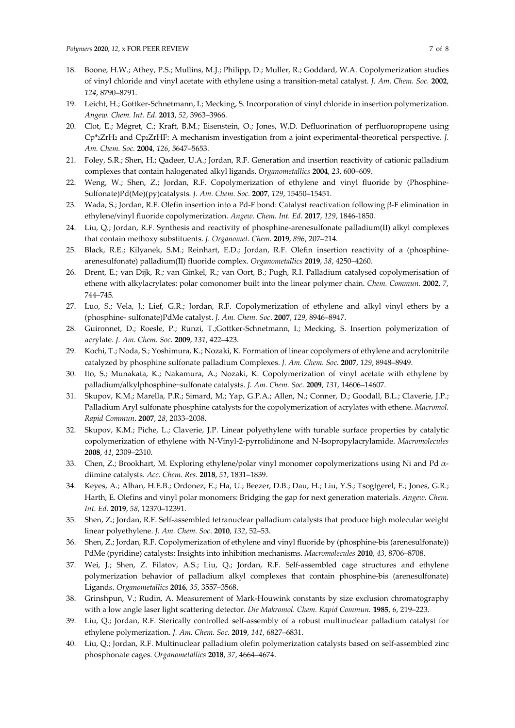18. Boone, H.W.; Athey, P.S.; Mullins, M.J.; Philipp, D.; Muller, R.; Goddard, W.A. Copolymerization studies of vinyl chloride and vinyl acetate with ethylene using a transition-metal catalyst. *J. Am. Chem. Soc.* **2002**, *124*, 8790–8791.
19. Leicht, H.; Gottker-Schnetmann, I.; Mecking, S. Incorporation of vinyl chloride in insertion polymerization. *Angew. Chem. Int. Ed.* **2013**, *52*, 3963–3966.
20. Clot, E.; Mégret, C.; Kraft, B.M.; Eisenstein, O.; Jones, W.D. Defluorination of perfluoropropene using $Cp^*_2ZrH_2$ and $Cp_2ZrHF$: A mechanism investigation from a joint experimental-theoretical perspective. *J. Am. Chem. Soc.* **2004**, *126*, 5647–5653.
21. Foley, S.R.; Shen, H.; Qadeer, U.A.; Jordan, R.F. Generation and insertion reactivity of cationic palladium complexes that contain halogenated alkyl ligands. *Organometallics* **2004**, *23*, 600–609.
22. Weng, W.; Shen, Z.; Jordan, R.F. Copolymerization of ethylene and vinyl fluoride by (Phosphine-Sulfonate)Pd(Me)(py)catalysts. *J. Am. Chem. Soc.* **2007**, *129*, 15450–15451.
23. Wada, S.; Jordan, R.F. Olefin insertion into a Pd-F bond: Catalyst reactivation following β-F elimination in ethylene/vinyl fluoride copolymerization. *Angew. Chem. Int. Ed.* **2017**, *129*, 1846-1850.
24. Liu, Q.; Jordan, R.F. Synthesis and reactivity of phosphine-arenesulfonate palladium(II) alkyl complexes that contain methoxy substituents. *J. Organomet. Chem.* **2019**, *896*, 207–214.
25. Black, R.E.; Kilyanek, S.M.; Reinhart, E.D.; Jordan, R.F. Olefin insertion reactivity of a (phosphine-arenesulfonate) palladium(II) fluoride complex. *Organometallics* **2019**, *38*, 4250–4260.
26. Drent, E.; van Dijk, R.; van Ginkel, R.; van Oort, B.; Pugh, R.I. Palladium catalysed copolymerisation of ethene with alkylacrylates: polar comonomer built into the linear polymer chain. *Chem. Commun.* **2002**, *7*, 744–745.
27. Luo, S.; Vela, J.; Lief, G.R.; Jordan, R.F. Copolymerization of ethylene and alkyl vinyl ethers by a (phosphine- sulfonate)PdMe catalyst. *J. Am. Chem. Soc*. **2007**, *129*, 8946–8947.
28. Guironnet, D.; Roesle, P.; Runzi, T.;Gottker-Schnetmann, I.; Mecking, S. Insertion polymerization of acrylate. *J. Am. Chem. Soc.* **2009**, *131*, 422–423.
29. Kochi, T.; Noda, S.; Yoshimura, K.; Nozaki, K. Formation of linear copolymers of ethylene and acrylonitrile catalyzed by phosphine sulfonate palladium Complexes. *J. Am. Chem. Soc.* **2007**, *129*, 8948–8949.
30. Ito, S.; Munakata, K.; Nakamura, A.; Nozaki, K. Copolymerization of vinyl acetate with ethylene by palladium/alkylphosphine−sulfonate catalysts. *J. Am. Chem. Soc*. **2009**, *131*, 14606–14607.
31. Skupov, K.M.; Marella, P.R.; Simard, M.; Yap, G.P.A.; Allen, N.; Conner, D.; Goodall, B.L.; Claverie, J.P.; Palladium Aryl sulfonate phosphine catalysts for the copolymerization of acrylates with ethene. *Macromol. Rapid Commun*. **2007**, *28*, 2033–2038.
32. Skupov, K.M.; Piche, L.; Claverie, J.P. Linear polyethylene with tunable surface properties by catalytic copolymerization of ethylene with N-Vinyl-2-pyrrolidinone and N-Isopropylacrylamide. *Macromolecules* **2008**, *41*, 2309–2310.
33. Chen, Z.; Brookhart, M. Exploring ethylene/polar vinyl monomer copolymerizations using Ni and Pd $\alpha$-diimine catalysts. *Acc. Chem. Res.* **2018**, *51*, 1831–1839.
34. Keyes, A.; Alhan, H.E.B.; Ordonez, E.; Ha, U.; Beezer, D.B.; Dau, H.; Liu, Y.S.; Tsogtgerel, E.; Jones, G.R.; Harth, E. Olefins and vinyl polar monomers: Bridging the gap for next generation materials. *Angew. Chem. Int. Ed.* **2019**, *58*, 12370–12391.
35. Shen, Z.; Jordan, R.F. Self-assembled tetranuclear palladium catalysts that produce high molecular weight linear polyethylene. *J. Am. Chem. Soc*. **2010**, *132*, 52–53.
36. Shen, Z.; Jordan, R.F. Copolymerization of ethylene and vinyl fluoride by (phosphine-bis (arenesulfonate)) PdMe (pyridine) catalysts: Insights into inhibition mechanisms. *Macromolecules* **2010**, *43*, 8706–8708.
37. Wei, J.; Shen, Z. Filatov, A.S.; Liu, Q.; Jordan, R.F. Self-assembled cage structures and ethylene polymerization behavior of palladium alkyl complexes that contain phosphine-bis (arenesulfonate) Ligands. *Organometallics* **2016**, *35*, 3557–3568.
38. Grinshpun, V.; Rudin, A. Measurement of Mark-Houwink constants by size exclusion chromatography with a low angle laser light scattering detector. *Die Makromol. Chem. Rapid Commun.* **1985**, *6*, 219–223.
39. Liu, Q.; Jordan, R.F. Sterically controlled self-assembly of a robust multinuclear palladium catalyst for ethylene polymerization. *J. Am. Chem. Soc*. **2019**, *141*, 6827–6831.
40. Liu, Q.; Jordan, R.F. Multinuclear palladium olefin polymerization catalysts based on self-assembled zinc phosphonate cages. *Organometallics* **2018**, *37*, 4664–4674.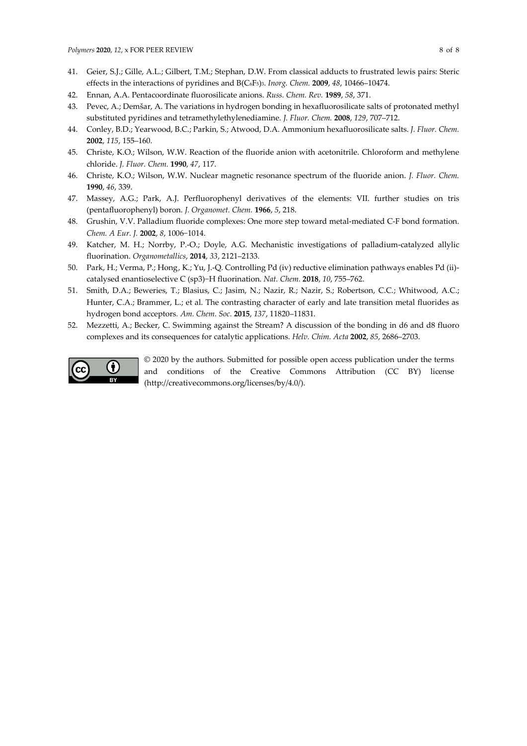41. Geier, S.J.; Gille, A.L.; Gilbert, T.M.; Stephan, D.W. From classical adducts to frustrated lewis pairs: Steric effects in the interactions of pyridines and $B(C_6F_5)_3$. *Inorg. Chem.* **2009**, *48*, 10466–10474.
42. Ennan, A.A. Pentacoordinate fluorosilicate anions. *Russ. Chem. Rev.* **1989**, *58*, 371.
43. Pevec, A.; Demšar, A. The variations in hydrogen bonding in hexafluorosilicate salts of protonated methyl substituted pyridines and tetramethylethylenediamine. *J. Fluor. Chem.* **2008**, *129*, 707–712.
44. Conley, B.D.; Yearwood, B.C.; Parkin, S.; Atwood, D.A. Ammonium hexafluorosilicate salts. *J. Fluor. Chem.* **2002**, *115*, 155–160.
45. Christe, K.O.; Wilson, W.W. Reaction of the fluoride anion with acetonitrile. Chloroform and methylene chloride. *J. Fluor. Chem.* **1990**, *47*, 117.
46. Christe, K.O.; Wilson, W.W. Nuclear magnetic resonance spectrum of the fluoride anion. *J. Fluor. Chem.* **1990**, *46*, 339.
47. Massey, A.G.; Park, A.J. Perfluorophenyl derivatives of the elements: VII. further studies on tris (pentafluorophenyl) boron. *J. Organomet. Chem.* **1966**, *5*, 218.
48. Grushin, V.V. Palladium fluoride complexes: One more step toward metal-mediated C-F bond formation. *Chem. A Eur. J.* **2002**, *8*, 1006−1014.
49. Katcher, M. H.; Norrby, P.-O.; Doyle, A.G. Mechanistic investigations of palladium-catalyzed allylic fluorination. *Organometallics*, **2014**, *33*, 2121–2133.
50. Park, H.; Verma, P.; Hong, K.; Yu, J.-Q. Controlling Pd (iv) reductive elimination pathways enables Pd (ii)-catalysed enantioselective C (sp3)−H fluorination. *Nat. Chem.* **2018**, *10*, 755–762.
51. Smith, D.A.; Beweries, T.; Blasius, C.; Jasim, N.; Nazir, R.; Nazir, S.; Robertson, C.C.; Whitwood, A.C.; Hunter, C.A.; Brammer, L.; et al. The contrasting character of early and late transition metal fluorides as hydrogen bond acceptors. *Am. Chem. Soc.* **2015**, *137*, 11820–11831.
52. Mezzetti, A.; Becker, C. Swimming against the Stream? A discussion of the bonding in d6 and d8 fluoro complexes and its consequences for catalytic applications. *Helv. Chim. Acta* **2002**, *85*, 2686–2703.

© 2020 by the authors. Submitted for possible open access publication under the terms and conditions of the Creative Commons Attribution (CC BY) license (http://creativecommons.org/licenses/by/4.0/).